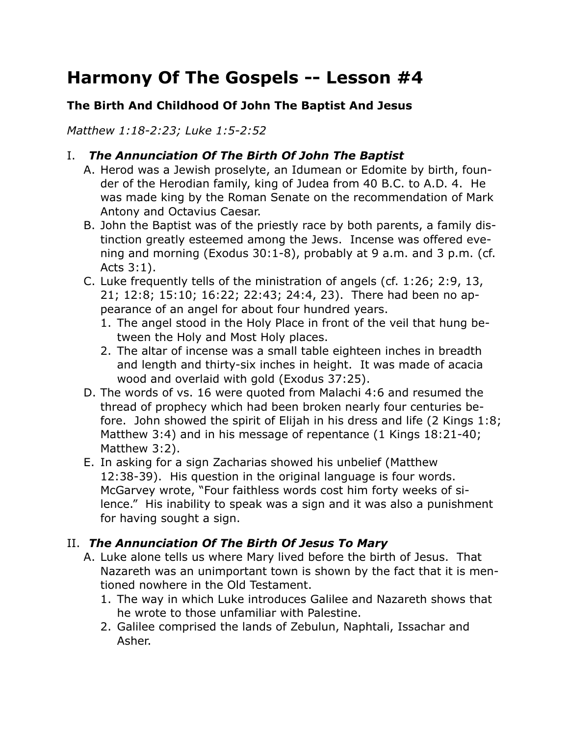# Harmony Of The Gospels -- Lesson #4

### The Birth And Childhood Of John The Baptist And Jesus

*Matthew 1:18-2:23; Luke 1:5-2:52*

## I. *The Annunciation Of The Birth Of John The Baptist*

A. Herod was a Jewish proselyte, an Idumean or Edomite by birth, founder of the Herodian family, king of Judea from 40 B.C. to A.D. 4. He was made king by the Roman Senate on the recommendation of Mark Antony and Octavius Caesar.

B. John the Baptist was of the priestly race by both parents, a family distinction greatly esteemed among the Jews. Incense was offered evening and morning (Exodus 30:1-8), probably at 9 a.m. and 3 p.m. (cf. Acts 3:1).

C. Luke frequently tells of the ministration of angels (cf. 1:26; 2:9, 13, 21; 12:8; 15:10; 16:22; 22:43; 24:4, 23). There had been no appearance of an angel for about four hundred years.
   1. The angel stood in the Holy Place in front of the veil that hung between the Holy and Most Holy places.
   2. The altar of incense was a small table eighteen inches in breadth and length and thirty-six inches in height. It was made of acacia wood and overlaid with gold (Exodus 37:25).

D. The words of vs. 16 were quoted from Malachi 4:6 and resumed the thread of prophecy which had been broken nearly four centuries before. John showed the spirit of Elijah in his dress and life (2 Kings 1:8; Matthew 3:4) and in his message of repentance (1 Kings 18:21-40; Matthew 3:2).

E. In asking for a sign Zacharias showed his unbelief (Matthew 12:38-39). His question in the original language is four words. McGarvey wrote, "Four faithless words cost him forty weeks of silence." His inability to speak was a sign and it was also a punishment for having sought a sign.

## II. *The Annunciation Of The Birth Of Jesus To Mary*

A. Luke alone tells us where Mary lived before the birth of Jesus. That Nazareth was an unimportant town is shown by the fact that it is mentioned nowhere in the Old Testament.
   1. The way in which Luke introduces Galilee and Nazareth shows that he wrote to those unfamiliar with Palestine.
   2. Galilee comprised the lands of Zebulun, Naphtali, Issachar and Asher.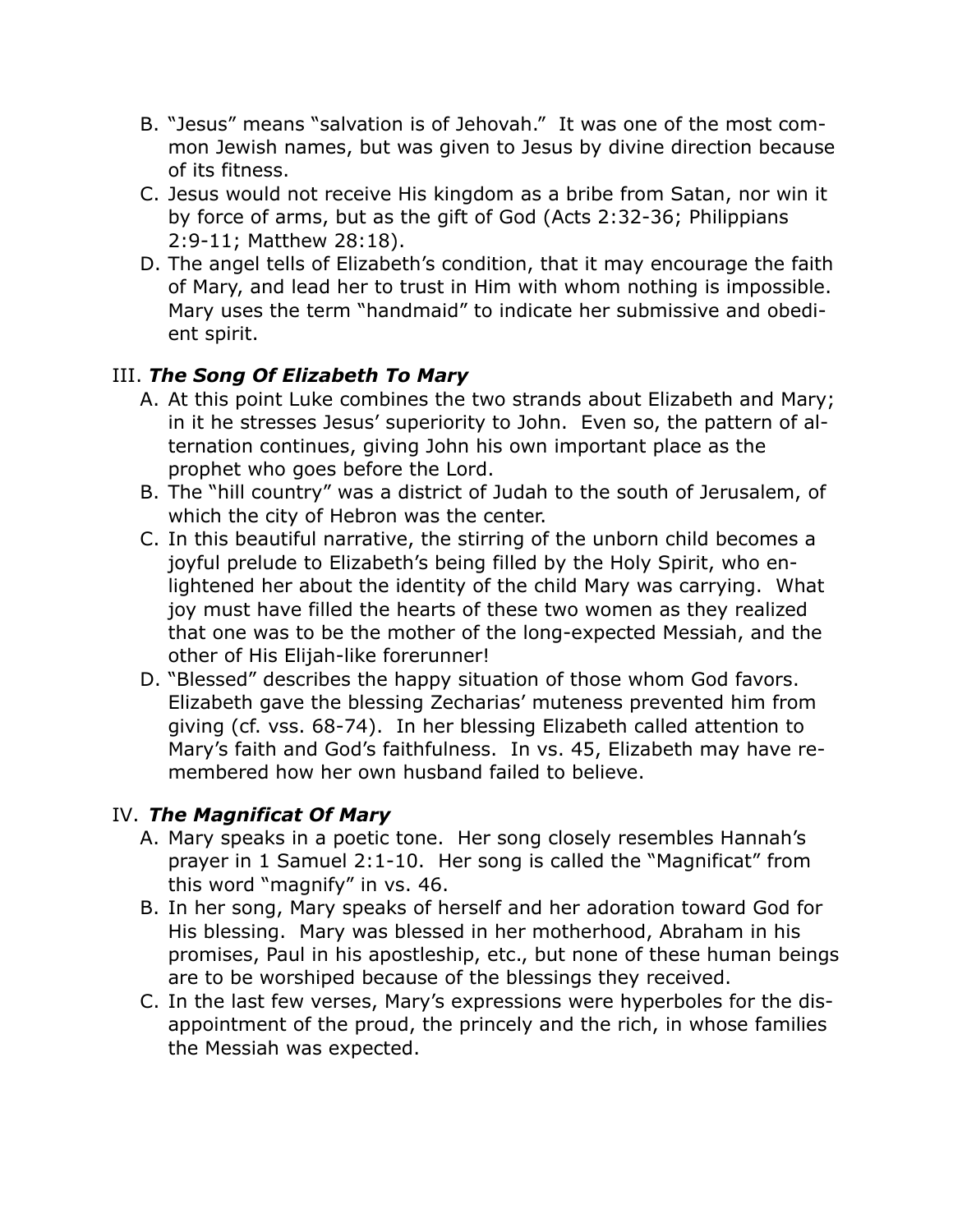B. "Jesus" means "salvation is of Jehovah." It was one of the most common Jewish names, but was given to Jesus by divine direction because of its fitness.

C. Jesus would not receive His kingdom as a bribe from Satan, nor win it by force of arms, but as the gift of God (Acts 2:32-36; Philippians 2:9-11; Matthew 28:18).

D. The angel tells of Elizabeth's condition, that it may encourage the faith of Mary, and lead her to trust in Him with whom nothing is impossible. Mary uses the term "handmaid" to indicate her submissive and obedient spirit.

## III. *The Song Of Elizabeth To Mary*

A. At this point Luke combines the two strands about Elizabeth and Mary; in it he stresses Jesus' superiority to John. Even so, the pattern of alternation continues, giving John his own important place as the prophet who goes before the Lord.

B. The "hill country" was a district of Judah to the south of Jerusalem, of which the city of Hebron was the center.

C. In this beautiful narrative, the stirring of the unborn child becomes a joyful prelude to Elizabeth's being filled by the Holy Spirit, who enlightened her about the identity of the child Mary was carrying. What joy must have filled the hearts of these two women as they realized that one was to be the mother of the long-expected Messiah, and the other of His Elijah-like forerunner!

D. "Blessed" describes the happy situation of those whom God favors. Elizabeth gave the blessing Zecharias' muteness prevented him from giving (cf. vss. 68-74). In her blessing Elizabeth called attention to Mary's faith and God's faithfulness. In vs. 45, Elizabeth may have remembered how her own husband failed to believe.

## IV. *The Magnificat Of Mary*

A. Mary speaks in a poetic tone. Her song closely resembles Hannah's prayer in 1 Samuel 2:1-10. Her song is called the "Magnificat" from this word "magnify" in vs. 46.

B. In her song, Mary speaks of herself and her adoration toward God for His blessing. Mary was blessed in her motherhood, Abraham in his promises, Paul in his apostleship, etc., but none of these human beings are to be worshiped because of the blessings they received.

C. In the last few verses, Mary's expressions were hyperboles for the disappointment of the proud, the princely and the rich, in whose families the Messiah was expected.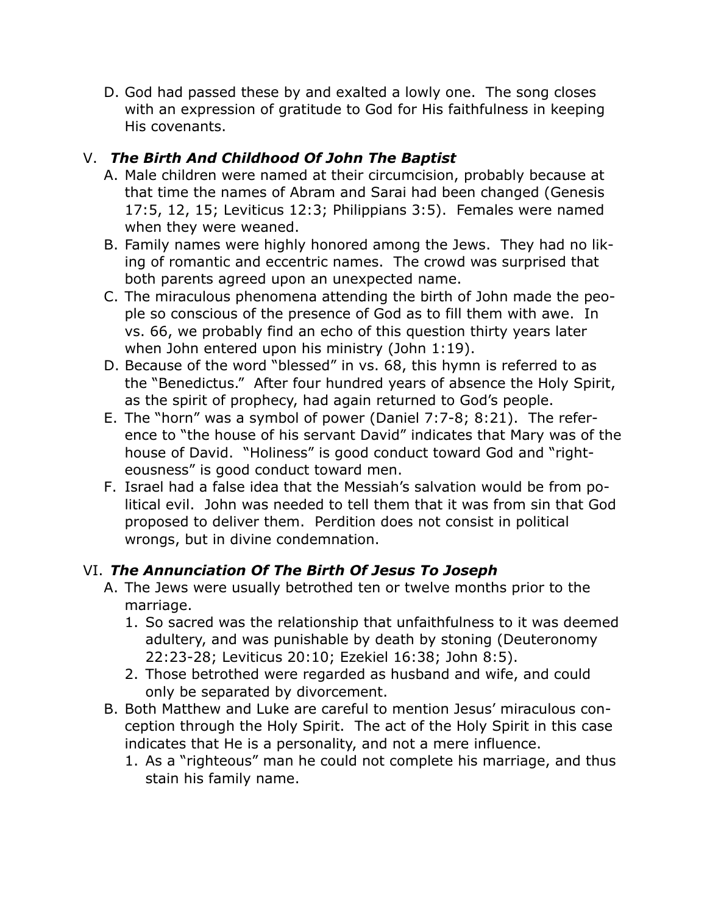D. God had passed these by and exalted a lowly one. The song closes with an expression of gratitude to God for His faithfulness in keeping His covenants.

## V. *The Birth And Childhood Of John The Baptist*

A. Male children were named at their circumcision, probably because at that time the names of Abram and Sarai had been changed (Genesis 17:5, 12, 15; Leviticus 12:3; Philippians 3:5). Females were named when they were weaned.

B. Family names were highly honored among the Jews. They had no liking of romantic and eccentric names. The crowd was surprised that both parents agreed upon an unexpected name.

C. The miraculous phenomena attending the birth of John made the people so conscious of the presence of God as to fill them with awe. In vs. 66, we probably find an echo of this question thirty years later when John entered upon his ministry (John 1:19).

D. Because of the word "blessed" in vs. 68, this hymn is referred to as the "Benedictus." After four hundred years of absence the Holy Spirit, as the spirit of prophecy, had again returned to God's people.

E. The "horn" was a symbol of power (Daniel 7:7-8; 8:21). The reference to "the house of his servant David" indicates that Mary was of the house of David. "Holiness" is good conduct toward God and "righteousness" is good conduct toward men.

F. Israel had a false idea that the Messiah's salvation would be from political evil. John was needed to tell them that it was from sin that God proposed to deliver them. Perdition does not consist in political wrongs, but in divine condemnation.

## VI. *The Annunciation Of The Birth Of Jesus To Joseph*

A. The Jews were usually betrothed ten or twelve months prior to the marriage.
   1. So sacred was the relationship that unfaithfulness to it was deemed adultery, and was punishable by death by stoning (Deuteronomy 22:23-28; Leviticus 20:10; Ezekiel 16:38; John 8:5).
   2. Those betrothed were regarded as husband and wife, and could only be separated by divorcement.

B. Both Matthew and Luke are careful to mention Jesus' miraculous conception through the Holy Spirit. The act of the Holy Spirit in this case indicates that He is a personality, and not a mere influence.
   1. As a "righteous" man he could not complete his marriage, and thus stain his family name.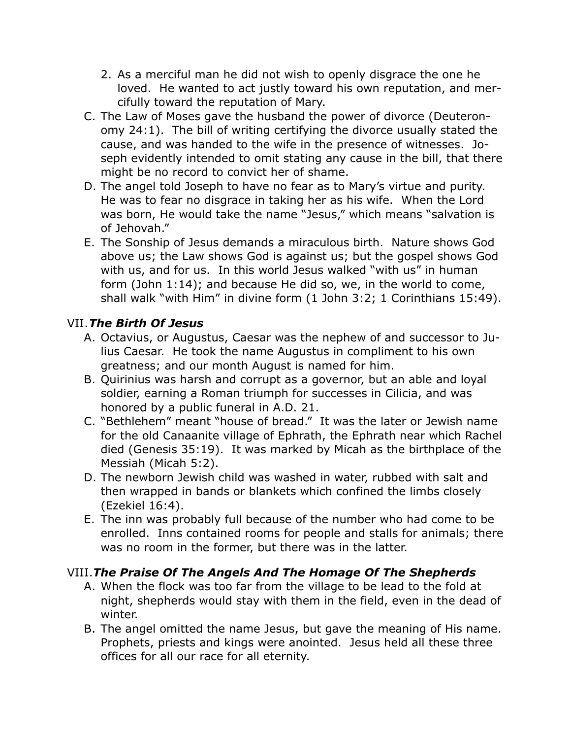2. As a merciful man he did not wish to openly disgrace the one he loved. He wanted to act justly toward his own reputation, and mercifully toward the reputation of Mary.

C. The Law of Moses gave the husband the power of divorce (Deuteronomy 24:1). The bill of writing certifying the divorce usually stated the cause, and was handed to the wife in the presence of witnesses. Joseph evidently intended to omit stating any cause in the bill, that there might be no record to convict her of shame.

D. The angel told Joseph to have no fear as to Mary's virtue and purity. He was to fear no disgrace in taking her as his wife. When the Lord was born, He would take the name "Jesus," which means "salvation is of Jehovah."

E. The Sonship of Jesus demands a miraculous birth. Nature shows God above us; the Law shows God is against us; but the gospel shows God with us, and for us. In this world Jesus walked "with us" in human form (John 1:14); and because He did so, we, in the world to come, shall walk "with Him" in divine form (1 John 3:2; 1 Corinthians 15:49).

## VII. *The Birth Of Jesus*

A. Octavius, or Augustus, Caesar was the nephew of and successor to Julius Caesar. He took the name Augustus in compliment to his own greatness; and our month August is named for him.

B. Quirinius was harsh and corrupt as a governor, but an able and loyal soldier, earning a Roman triumph for successes in Cilicia, and was honored by a public funeral in A.D. 21.

C. "Bethlehem" meant "house of bread." It was the later or Jewish name for the old Canaanite village of Ephrath, the Ephrath near which Rachel died (Genesis 35:19). It was marked by Micah as the birthplace of the Messiah (Micah 5:2).

D. The newborn Jewish child was washed in water, rubbed with salt and then wrapped in bands or blankets which confined the limbs closely (Ezekiel 16:4).

E. The inn was probably full because of the number who had come to be enrolled. Inns contained rooms for people and stalls for animals; there was no room in the former, but there was in the latter.

## VIII. *The Praise Of The Angels And The Homage Of The Shepherds*

A. When the flock was too far from the village to be lead to the fold at night, shepherds would stay with them in the field, even in the dead of winter.

B. The angel omitted the name Jesus, but gave the meaning of His name. Prophets, priests and kings were anointed. Jesus held all these three offices for all our race for all eternity.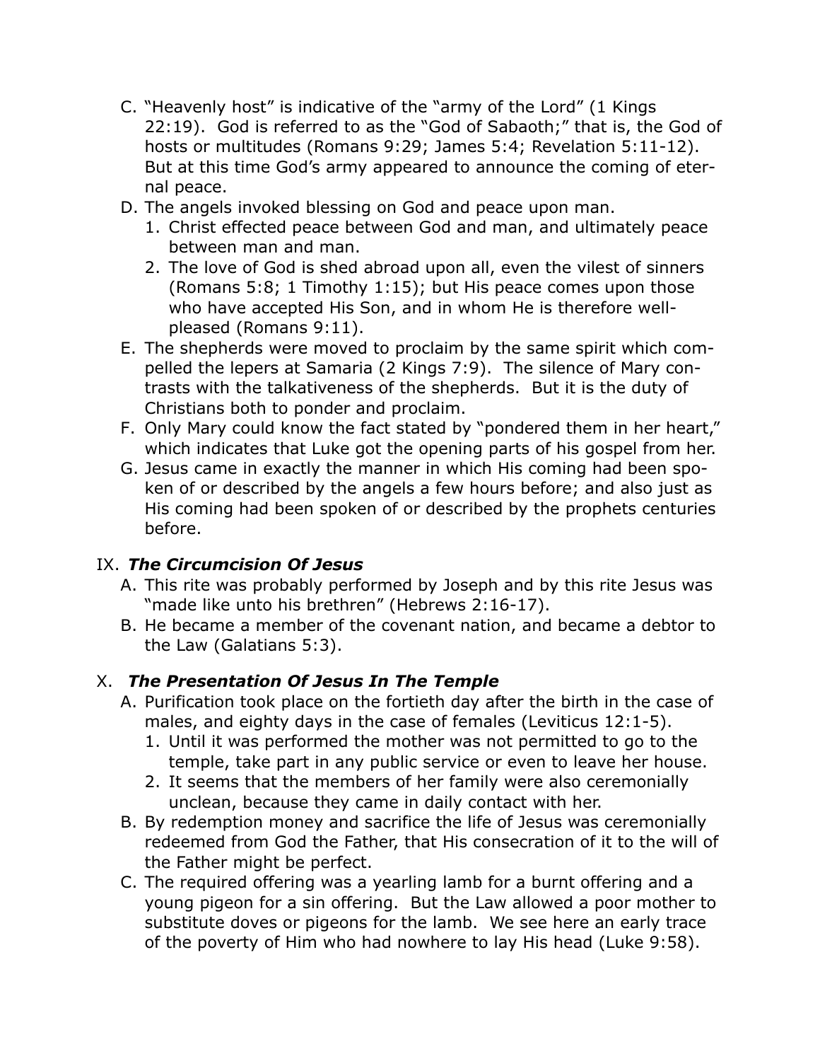C. "Heavenly host" is indicative of the "army of the Lord" (1 Kings 22:19). God is referred to as the "God of Sabaoth;" that is, the God of hosts or multitudes (Romans 9:29; James 5:4; Revelation 5:11-12). But at this time God's army appeared to announce the coming of eternal peace.

D. The angels invoked blessing on God and peace upon man.
   1. Christ effected peace between God and man, and ultimately peace between man and man.
   2. The love of God is shed abroad upon all, even the vilest of sinners (Romans 5:8; 1 Timothy 1:15); but His peace comes upon those who have accepted His Son, and in whom He is therefore well-pleased (Romans 9:11).

E. The shepherds were moved to proclaim by the same spirit which compelled the lepers at Samaria (2 Kings 7:9). The silence of Mary contrasts with the talkativeness of the shepherds. But it is the duty of Christians both to ponder and proclaim.

F. Only Mary could know the fact stated by "pondered them in her heart," which indicates that Luke got the opening parts of his gospel from her.

G. Jesus came in exactly the manner in which His coming had been spoken of or described by the angels a few hours before; and also just as His coming had been spoken of or described by the prophets centuries before.

## IX. ***The Circumcision Of Jesus***

A. This rite was probably performed by Joseph and by this rite Jesus was "made like unto his brethren" (Hebrews 2:16-17).

B. He became a member of the covenant nation, and became a debtor to the Law (Galatians 5:3).

## X. ***The Presentation Of Jesus In The Temple***

A. Purification took place on the fortieth day after the birth in the case of males, and eighty days in the case of females (Leviticus 12:1-5).
   1. Until it was performed the mother was not permitted to go to the temple, take part in any public service or even to leave her house.
   2. It seems that the members of her family were also ceremonially unclean, because they came in daily contact with her.

B. By redemption money and sacrifice the life of Jesus was ceremonially redeemed from God the Father, that His consecration of it to the will of the Father might be perfect.

C. The required offering was a yearling lamb for a burnt offering and a young pigeon for a sin offering. But the Law allowed a poor mother to substitute doves or pigeons for the lamb. We see here an early trace of the poverty of Him who had nowhere to lay His head (Luke 9:58).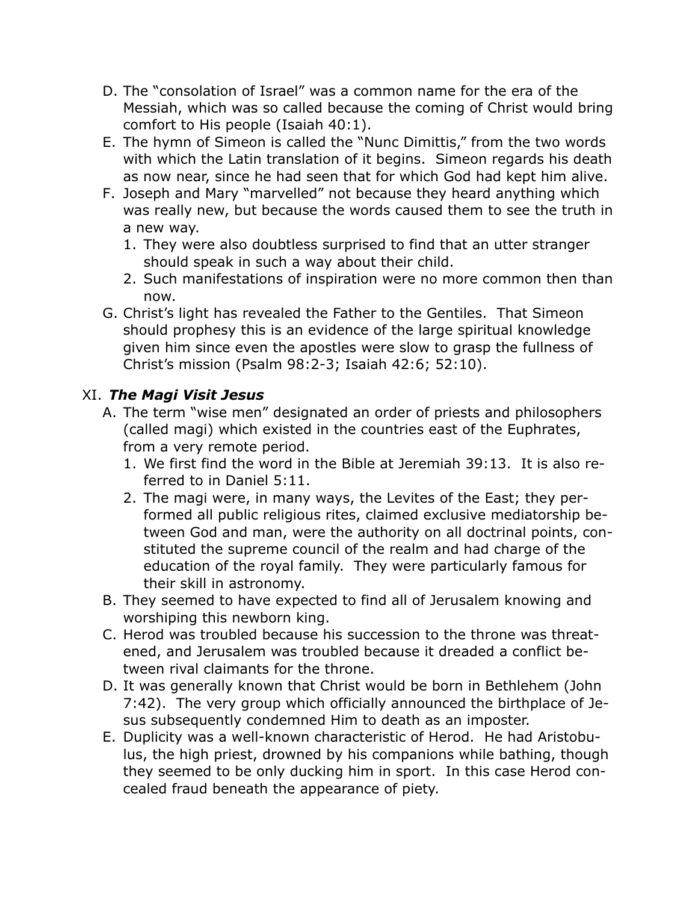D. The "consolation of Israel" was a common name for the era of the Messiah, which was so called because the coming of Christ would bring comfort to His people (Isaiah 40:1).

E. The hymn of Simeon is called the "Nunc Dimittis," from the two words with which the Latin translation of it begins. Simeon regards his death as now near, since he had seen that for which God had kept him alive.

F. Joseph and Mary "marvelled" not because they heard anything which was really new, but because the words caused them to see the truth in a new way.
   1. They were also doubtless surprised to find that an utter stranger should speak in such a way about their child.
   2. Such manifestations of inspiration were no more common then than now.

G. Christ's light has revealed the Father to the Gentiles. That Simeon should prophesy this is an evidence of the large spiritual knowledge given him since even the apostles were slow to grasp the fullness of Christ's mission (Psalm 98:2-3; Isaiah 42:6; 52:10).

## XI. ***The Magi Visit Jesus***

A. The term "wise men" designated an order of priests and philosophers (called magi) which existed in the countries east of the Euphrates, from a very remote period.
   1. We first find the word in the Bible at Jeremiah 39:13. It is also referred to in Daniel 5:11.
   2. The magi were, in many ways, the Levites of the East; they performed all public religious rites, claimed exclusive mediatorship between God and man, were the authority on all doctrinal points, constituted the supreme council of the realm and had charge of the education of the royal family. They were particularly famous for their skill in astronomy.

B. They seemed to have expected to find all of Jerusalem knowing and worshiping this newborn king.

C. Herod was troubled because his succession to the throne was threatened, and Jerusalem was troubled because it dreaded a conflict between rival claimants for the throne.

D. It was generally known that Christ would be born in Bethlehem (John 7:42). The very group which officially announced the birthplace of Jesus subsequently condemned Him to death as an imposter.

E. Duplicity was a well-known characteristic of Herod. He had Aristobulus, the high priest, drowned by his companions while bathing, though they seemed to be only ducking him in sport. In this case Herod concealed fraud beneath the appearance of piety.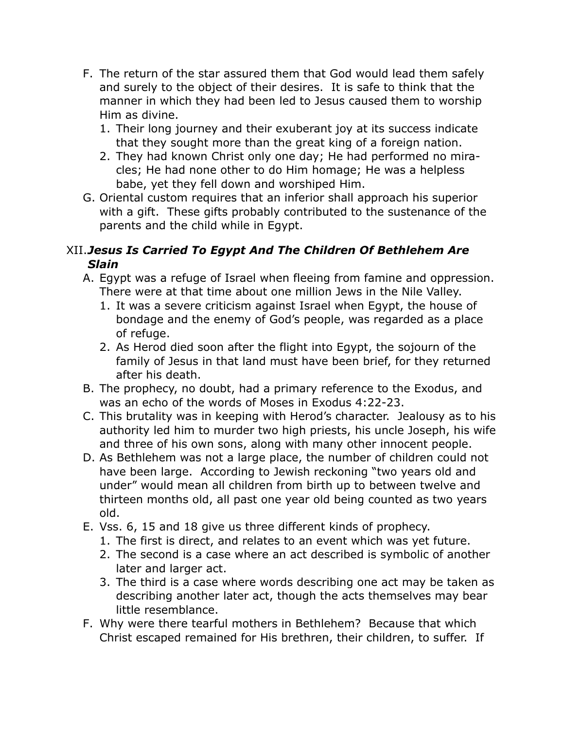F. The return of the star assured them that God would lead them safely and surely to the object of their desires. It is safe to think that the manner in which they had been led to Jesus caused them to worship Him as divine.
   1. Their long journey and their exuberant joy at its success indicate that they sought more than the great king of a foreign nation.
   2. They had known Christ only one day; He had performed no miracles; He had none other to do Him homage; He was a helpless babe, yet they fell down and worshiped Him.

G. Oriental custom requires that an inferior shall approach his superior with a gift. These gifts probably contributed to the sustenance of the parents and the child while in Egypt.

## XII. *Jesus Is Carried To Egypt And The Children Of Bethlehem Are Slain*

A. Egypt was a refuge of Israel when fleeing from famine and oppression. There were at that time about one million Jews in the Nile Valley.
   1. It was a severe criticism against Israel when Egypt, the house of bondage and the enemy of God's people, was regarded as a place of refuge.
   2. As Herod died soon after the flight into Egypt, the sojourn of the family of Jesus in that land must have been brief, for they returned after his death.

B. The prophecy, no doubt, had a primary reference to the Exodus, and was an echo of the words of Moses in Exodus 4:22-23.

C. This brutality was in keeping with Herod's character. Jealousy as to his authority led him to murder two high priests, his uncle Joseph, his wife and three of his own sons, along with many other innocent people.

D. As Bethlehem was not a large place, the number of children could not have been large. According to Jewish reckoning "two years old and under" would mean all children from birth up to between twelve and thirteen months old, all past one year old being counted as two years old.

E. Vss. 6, 15 and 18 give us three different kinds of prophecy.
   1. The first is direct, and relates to an event which was yet future.
   2. The second is a case where an act described is symbolic of another later and larger act.
   3. The third is a case where words describing one act may be taken as describing another later act, though the acts themselves may bear little resemblance.

F. Why were there tearful mothers in Bethlehem? Because that which Christ escaped remained for His brethren, their children, to suffer. If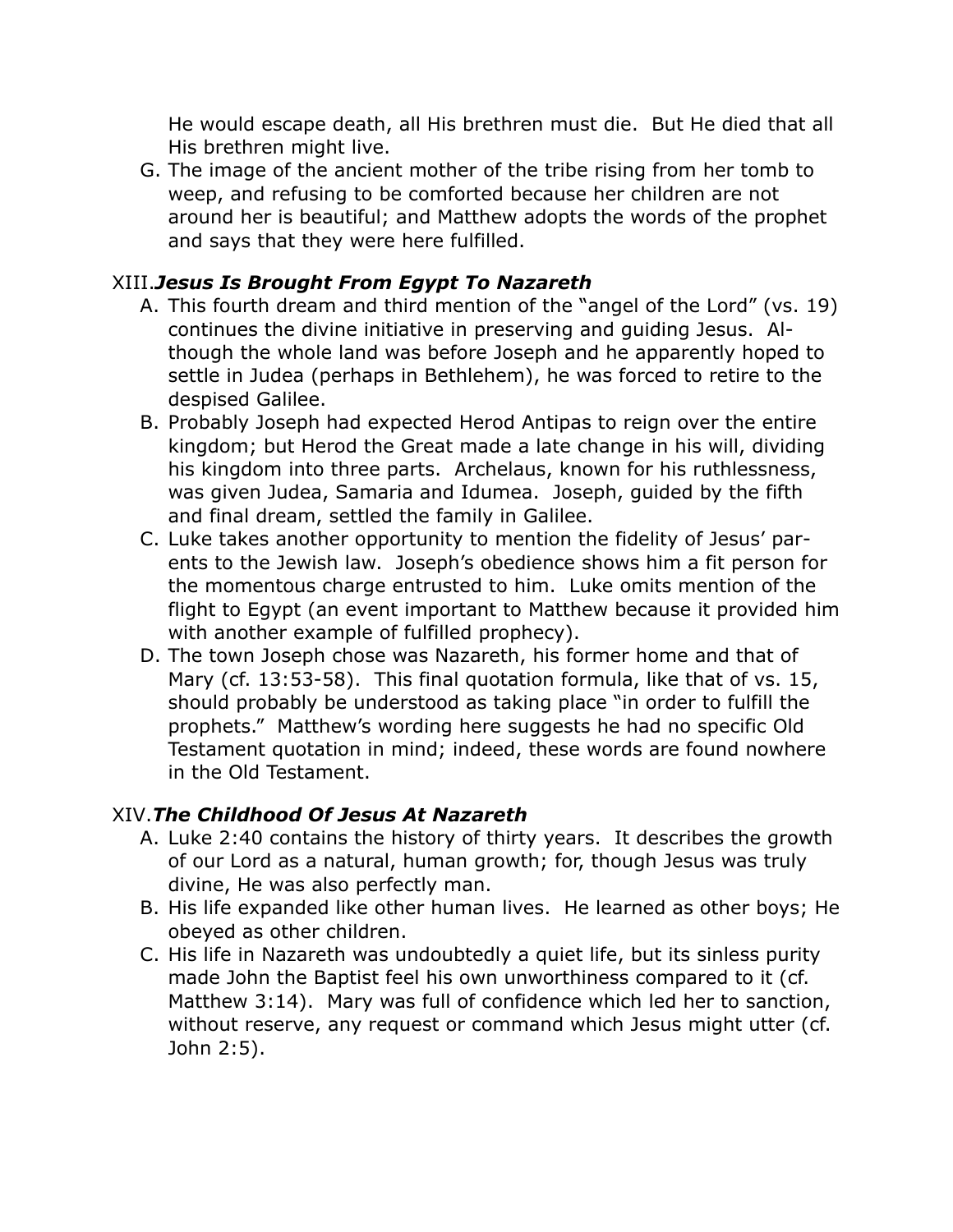He would escape death, all His brethren must die. But He died that all His brethren might live.

G. The image of the ancient mother of the tribe rising from her tomb to weep, and refusing to be comforted because her children are not around her is beautiful; and Matthew adopts the words of the prophet and says that they were here fulfilled.

## XIII. *Jesus Is Brought From Egypt To Nazareth*

A. This fourth dream and third mention of the "angel of the Lord" (vs. 19) continues the divine initiative in preserving and guiding Jesus. Although the whole land was before Joseph and he apparently hoped to settle in Judea (perhaps in Bethlehem), he was forced to retire to the despised Galilee.

B. Probably Joseph had expected Herod Antipas to reign over the entire kingdom; but Herod the Great made a late change in his will, dividing his kingdom into three parts. Archelaus, known for his ruthlessness, was given Judea, Samaria and Idumea. Joseph, guided by the fifth and final dream, settled the family in Galilee.

C. Luke takes another opportunity to mention the fidelity of Jesus' parents to the Jewish law. Joseph's obedience shows him a fit person for the momentous charge entrusted to him. Luke omits mention of the flight to Egypt (an event important to Matthew because it provided him with another example of fulfilled prophecy).

D. The town Joseph chose was Nazareth, his former home and that of Mary (cf. 13:53-58). This final quotation formula, like that of vs. 15, should probably be understood as taking place "in order to fulfill the prophets." Matthew's wording here suggests he had no specific Old Testament quotation in mind; indeed, these words are found nowhere in the Old Testament.

## XIV. *The Childhood Of Jesus At Nazareth*

A. Luke 2:40 contains the history of thirty years. It describes the growth of our Lord as a natural, human growth; for, though Jesus was truly divine, He was also perfectly man.

B. His life expanded like other human lives. He learned as other boys; He obeyed as other children.

C. His life in Nazareth was undoubtedly a quiet life, but its sinless purity made John the Baptist feel his own unworthiness compared to it (cf. Matthew 3:14). Mary was full of confidence which led her to sanction, without reserve, any request or command which Jesus might utter (cf. John 2:5).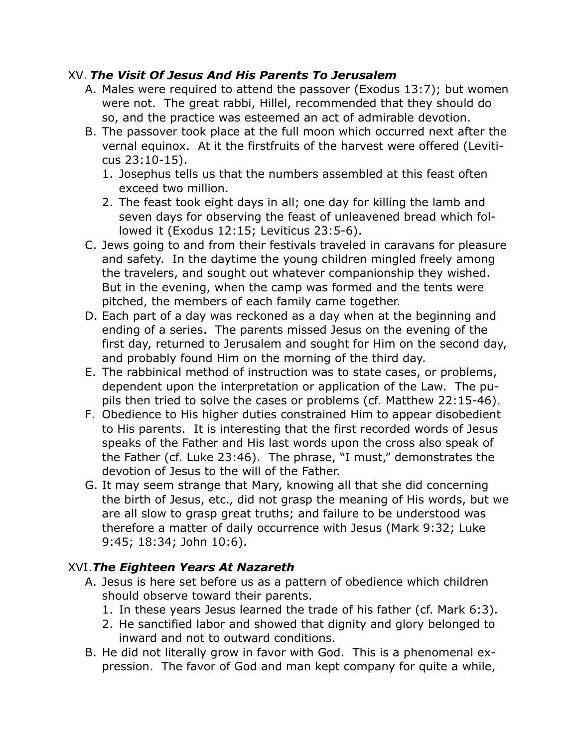## XV. *The Visit Of Jesus And His Parents To Jerusalem*

A. Males were required to attend the passover (Exodus 13:7); but women were not. The great rabbi, Hillel, recommended that they should do so, and the practice was esteemed an act of admirable devotion.

B. The passover took place at the full moon which occurred next after the vernal equinox. At it the firstfruits of the harvest were offered (Leviticus 23:10-15).
   1. Josephus tells us that the numbers assembled at this feast often exceed two million.
   2. The feast took eight days in all; one day for killing the lamb and seven days for observing the feast of unleavened bread which followed it (Exodus 12:15; Leviticus 23:5-6).

C. Jews going to and from their festivals traveled in caravans for pleasure and safety. In the daytime the young children mingled freely among the travelers, and sought out whatever companionship they wished. But in the evening, when the camp was formed and the tents were pitched, the members of each family came together.

D. Each part of a day was reckoned as a day when at the beginning and ending of a series. The parents missed Jesus on the evening of the first day, returned to Jerusalem and sought for Him on the second day, and probably found Him on the morning of the third day.

E. The rabbinical method of instruction was to state cases, or problems, dependent upon the interpretation or application of the Law. The pupils then tried to solve the cases or problems (cf. Matthew 22:15-46).

F. Obedience to His higher duties constrained Him to appear disobedient to His parents. It is interesting that the first recorded words of Jesus speaks of the Father and His last words upon the cross also speak of the Father (cf. Luke 23:46). The phrase, "I must," demonstrates the devotion of Jesus to the will of the Father.

G. It may seem strange that Mary, knowing all that she did concerning the birth of Jesus, etc., did not grasp the meaning of His words, but we are all slow to grasp great truths; and failure to be understood was therefore a matter of daily occurrence with Jesus (Mark 9:32; Luke 9:45; 18:34; John 10:6).

## XVI. *The Eighteen Years At Nazareth*

A. Jesus is here set before us as a pattern of obedience which children should observe toward their parents.
   1. In these years Jesus learned the trade of his father (cf. Mark 6:3).
   2. He sanctified labor and showed that dignity and glory belonged to inward and not to outward conditions.

B. He did not literally grow in favor with God. This is a phenomenal expression. The favor of God and man kept company for quite a while,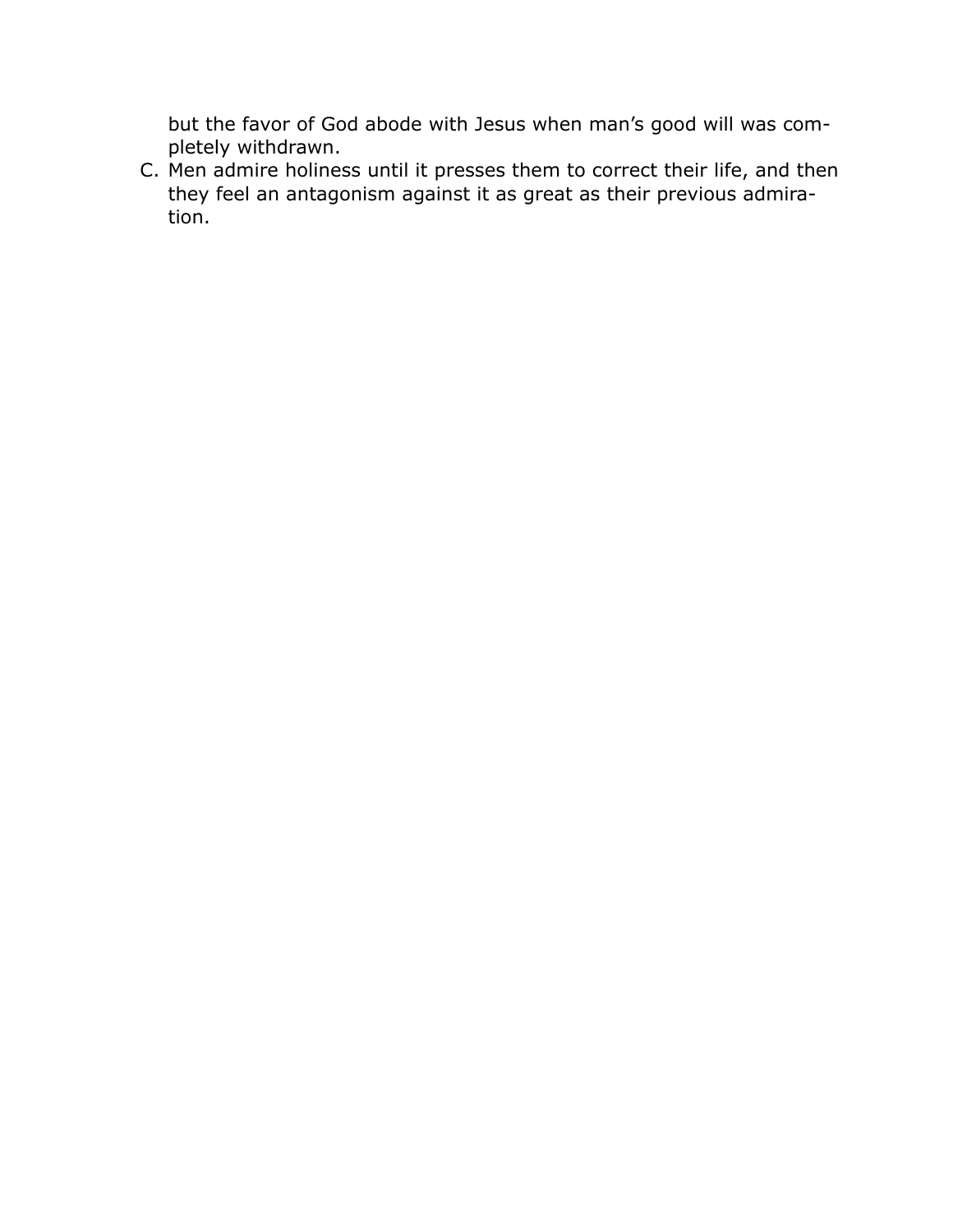but the favor of God abode with Jesus when man's good will was completely withdrawn.

C. Men admire holiness until it presses them to correct their life, and then they feel an antagonism against it as great as their previous admiration.